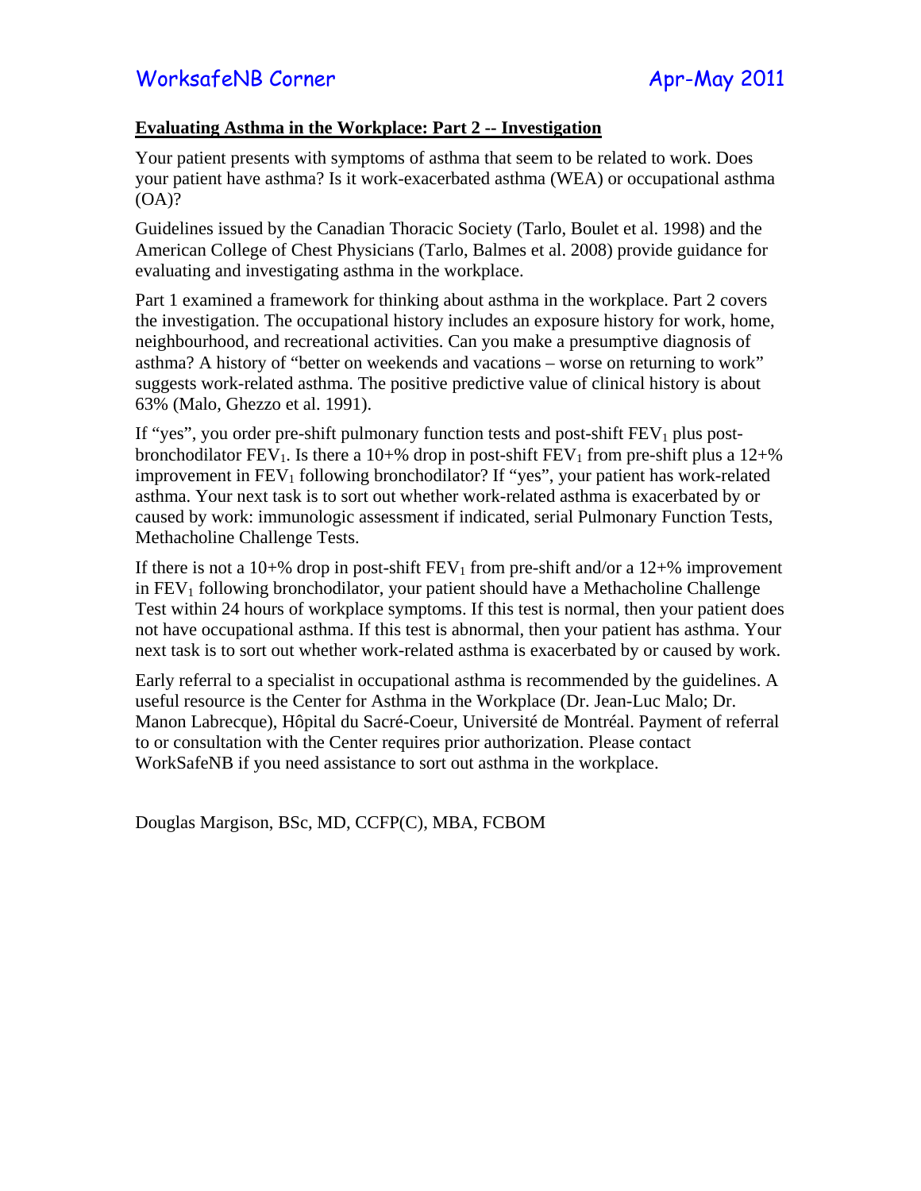WorksafeNB Corner Apr-May 2011

## Evaluating Asthma in the Workplace: Part 2 -- Investigation

Your patient presents with symptoms of asthma that seem to be related to work. Does your patient have asthma? Is it work-exacerbated asthma (WEA) or occupational asthma (OA)?

Guidelines issued by the Canadian Thoracic Society (Tarlo, Boulet et al. 1998) and the American College of Chest Physicians (Tarlo, Balmes et al. 2008) provide guidance for evaluating and investigating asthma in the workplace.

Part 1 examined a framework for thinking about asthma in the workplace. Part 2 covers the investigation. The occupational history includes an exposure history for work, home, neighbourhood, and recreational activities. Can you make a presumptive diagnosis of asthma? A history of "better on weekends and vacations – worse on returning to work" suggests work-related asthma. The positive predictive value of clinical history is about 63% (Malo, Ghezzo et al. 1991).

If "yes", you order pre-shift pulmonary function tests and post-shift $FEV_1$ plus post-bronchodilator $FEV_1$. Is there a 10+% drop in post-shift $FEV_1$ from pre-shift plus a 12+% improvement in $FEV_1$ following bronchodilator? If "yes", your patient has work-related asthma. Your next task is to sort out whether work-related asthma is exacerbated by or caused by work: immunologic assessment if indicated, serial Pulmonary Function Tests, Methacholine Challenge Tests.

If there is not a 10+% drop in post-shift $FEV_1$ from pre-shift and/or a 12+% improvement in $FEV_1$ following bronchodilator, your patient should have a Methacholine Challenge Test within 24 hours of workplace symptoms. If this test is normal, then your patient does not have occupational asthma. If this test is abnormal, then your patient has asthma. Your next task is to sort out whether work-related asthma is exacerbated by or caused by work.

Early referral to a specialist in occupational asthma is recommended by the guidelines. A useful resource is the Center for Asthma in the Workplace (Dr. Jean-Luc Malo; Dr. Manon Labrecque), Hôpital du Sacré-Coeur, Université de Montréal. Payment of referral to or consultation with the Center requires prior authorization. Please contact WorkSafeNB if you need assistance to sort out asthma in the workplace.

Douglas Margison, BSc, MD, CCFP(C), MBA, FCBOM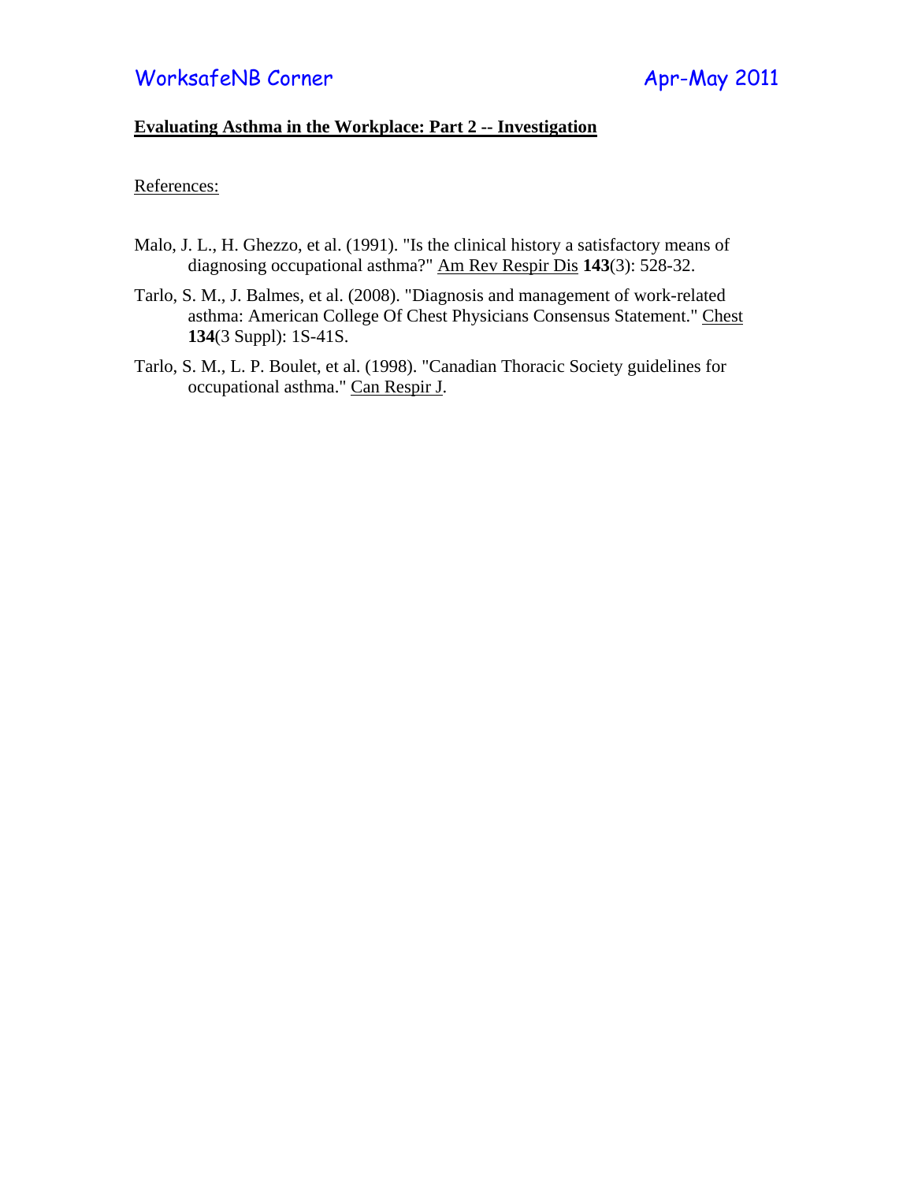**Evaluating Asthma in the Workplace: Part 2 -- Investigation**

References:

Malo, J. L., H. Ghezzo, et al. (1991). "Is the clinical history a satisfactory means of diagnosing occupational asthma?" Am Rev Respir Dis **143**(3): 528-32.

Tarlo, S. M., J. Balmes, et al. (2008). "Diagnosis and management of work-related asthma: American College Of Chest Physicians Consensus Statement." Chest **134**(3 Suppl): 1S-41S.

Tarlo, S. M., L. P. Boulet, et al. (1998). "Canadian Thoracic Society guidelines for occupational asthma." Can Respir J.